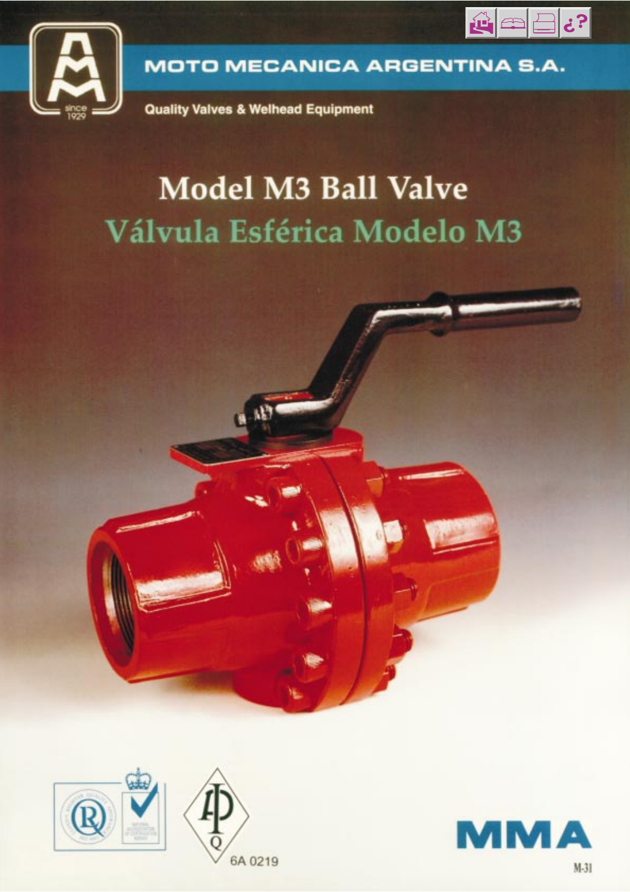MOTO MECANICA ARGENTINA S.A.

Quality Valves & Welhead Equipment

# Model M3 Ball Valve

# Válvula Esférica Modelo M3

6A 0219

MMA

M-31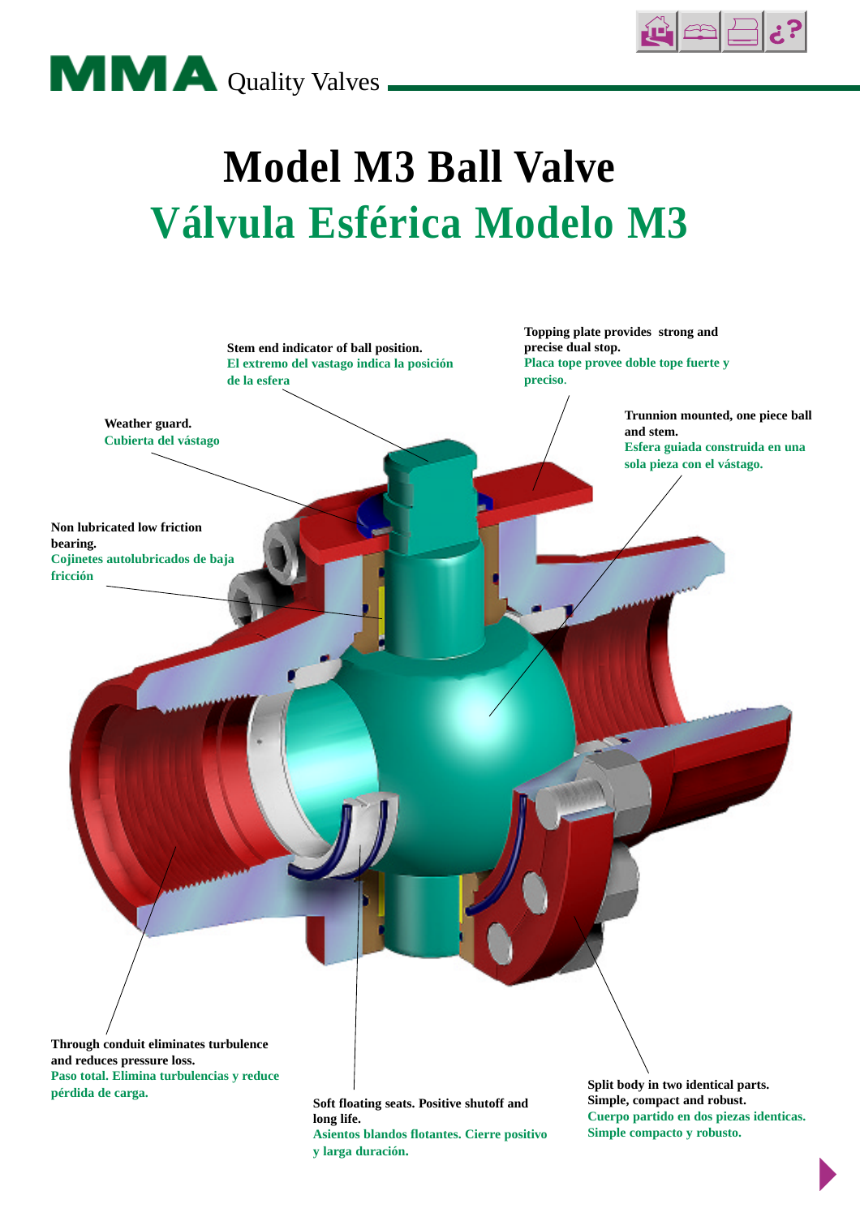MMA Quality Valves

# Model M3 Ball Valve

# Válvula Esférica Modelo M3

**Stem end indicator of ball position.**
El extremo del vastago indica la posición de la esfera

**Topping plate provides strong and precise dual stop.**
Placa tope provee doble tope fuerte y preciso.

**Weather guard.**
Cubierta del vástago

**Trunnion mounted, one piece ball and stem.**
Esfera guiada construida en una sola pieza con el vástago.

**Non lubricated low friction bearing.**
Cojinetes autolubricados de baja fricción

**Through conduit eliminates turbulence and reduces pressure loss.**
Paso total. Elimina turbulencias y reduce pérdida de carga.

**Soft floating seats. Positive shutoff and long life.**
Asientos blandos flotantes. Cierre positivo y larga duración.

**Split body in two identical parts. Simple, compact and robust.**
Cuerpo partido en dos piezas identicas. Simple compacto y robusto.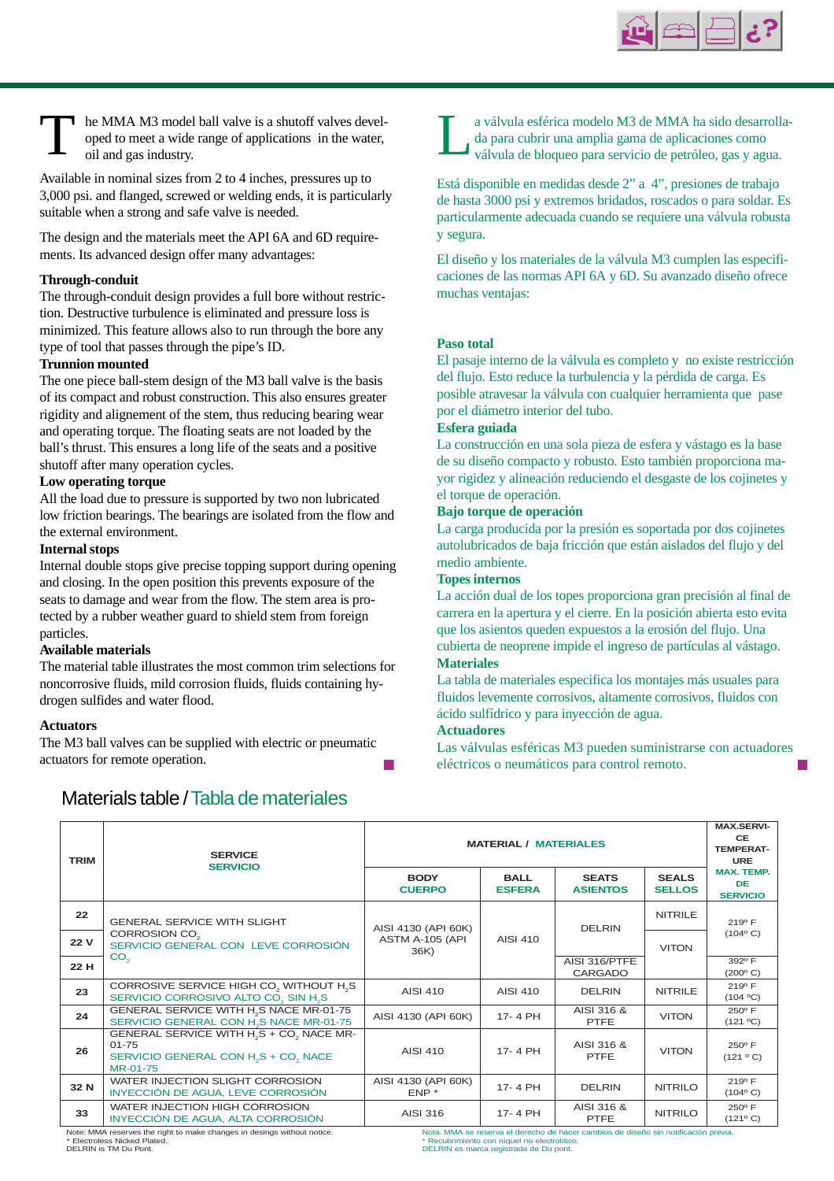The MMA M3 model ball valve is a shutoff valves developed to meet a wide range of applications in the water, oil and gas industry.

Available in nominal sizes from 2 to 4 inches, pressures up to 3,000 psi. and flanged, screwed or welding ends, it is particularly suitable when a strong and safe valve is needed.

The design and the materials meet the API 6A and 6D requirements. Its advanced design offer many advantages:

**Through-conduit**
The through-conduit design provides a full bore without restriction. Destructive turbulence is eliminated and pressure loss is minimized. This feature allows also to run through the bore any type of tool that passes through the pipe's ID.

**Trunnion mounted**
The one piece ball-stem design of the M3 ball valve is the basis of its compact and robust construction. This also ensures greater rigidity and alignement of the stem, thus reducing bearing wear and operating torque. The floating seats are not loaded by the ball's thrust. This ensures a long life of the seats and a positive shutoff after many operation cycles.

**Low operating torque**
All the load due to pressure is supported by two non lubricated low friction bearings. The bearings are isolated from the flow and the external environment.

**Internal stops**
Internal double stops give precise topping support during opening and closing. In the open position this prevents exposure of the seats to damage and wear from the flow. The stem area is protected by a rubber weather guard to shield stem from foreign particles.

**Available materials**
The material table illustrates the most common trim selections for noncorrosive fluids, mild corrosion fluids, fluids containing hydrogen sulfides and water flood.

**Actuators**
The M3 ball valves can be supplied with electric or pneumatic actuators for remote operation.

La válvula esférica modelo M3 de MMA ha sido desarrollada para cubrir una amplia gama de aplicaciones como válvula de bloqueo para servicio de petróleo, gas y agua.

Está disponible en medidas desde 2" a 4", presiones de trabajo de hasta 3000 psi y extremos bridados, roscados o para soldar. Es particularmente adecuada cuando se requiere una válvula robusta y segura.

El diseño y los materiales de la válvula M3 cumplen las especificaciones de las normas API 6A y 6D. Su avanzado diseño ofrece muchas ventajas:

**Paso total**
El pasaje interno de la válvula es completo y no existe restricción del flujo. Esto reduce la turbulencia y la pérdida de carga. Es posible atravesar la válvula con cualquier herramienta que pase por el diámetro interior del tubo.

**Esfera guiada**
La construcción en una sola pieza de esfera y vástago es la base de su diseño compacto y robusto. Esto también proporciona mayor rigidez y alineación reduciendo el desgaste de los cojinetes y el torque de operación.

**Bajo torque de operación**
La carga producida por la presión es soportada por dos cojinetes autolubricados de baja fricción que están aislados del flujo y del medio ambiente.

**Topes internos**
La acción dual de los topes proporciona gran precisión al final de carrera en la apertura y el cierre. En la posición abierta esto evita que los asientos queden expuestos a la erosión del flujo. Una cubierta de neoprene impide el ingreso de partículas al vástago.

**Materiales**
La tabla de materiales especifica los montajes más usuales para fluidos levemente corrosivos, altamente corrosivos, fluidos con ácido sulfídrico y para inyección de agua.

**Actuadores**
Las válvulas esféricas M3 pueden suministrarse con actuadores eléctricos o neumáticos para control remoto.

## Materials table / Tabla de materiales

| TRIM | SERVICE / SERVICIO | MATERIAL / MATERIALES | | | | MAX. SERVICE TEMPERATURE / MAX. TEMP. DE SERVICIO |
|---|---|---|---|---|---|---|
| | | BODY / CUERPO | BALL / ESFERA | SEATS / ASIENTOS | SEALS / SELLOS | |
| 22 | GENERAL SERVICE WITH SLIGHT CORROSION $CO_2$ / SERVICIO GENERAL CON LEVE CORROSIÓN $CO_2$ | AISI 4130 (API 60K) ASTM A-105 (API 36K) | AISI 410 | DELRIN | NITRILE | 219º F (104º C) |
| 22 V | | | | DELRIN | VITON | 219º F (104º C) |
| 22 H | | | | AISI 316/PTFE CARGADO | VITON | 392º F (200º C) |
| 23 | CORROSIVE SERVICE HIGH $CO_2$ WITHOUT $H_2S$ / SERVICIO CORROSIVO ALTO $CO_2$ SIN $H_2S$ | AISI 410 | AISI 410 | DELRIN | NITRILE | 219º F (104 ºC) |
| 24 | GENERAL SERVICE WITH $H_2S$ NACE MR-01-75 / SERVICIO GENERAL CON $H_2S$ NACE MR-01-75 | AISI 4130 (API 60K) | 17- 4 PH | AISI 316 & PTFE | VITON | 250º F (121 ºC) |
| 26 | GENERAL SERVICE WITH $H_2S$ + $CO_2$ NACE MR-01-75 / SERVICIO GENERAL CON $H_2S$ + $CO_2$ NACE MR-01-75 | AISI 410 | 17- 4 PH | AISI 316 & PTFE | VITON | 250º F (121 º C) |
| 32 N | WATER INJECTION SLIGHT CORROSION / INYECCIÓN DE AGUA, LEVE CORROSIÓN | AISI 4130 (API 60K) ENP * | 17- 4 PH | DELRIN | NITRILO | 219º F (104º C) |
| 33 | WATER INJECTION HIGH CORROSION / INYECCIÓN DE AGUA, ALTA CORROSIÓN | AISI 316 | 17- 4 PH | AISI 316 & PTFE | NITRILO | 250º F (121º C) |

Note: MMA reserves the right to make changes in desings without notice.
* Electroless Nicked Plated.
DELRIN is TM Du Pont.

Nota: MMA se reserva el derecho de hacer cambios de diseño sin notificación previa.
* Recubrimiento con níquel no electrolítico.
DELRIN es marca registrada de Du pont.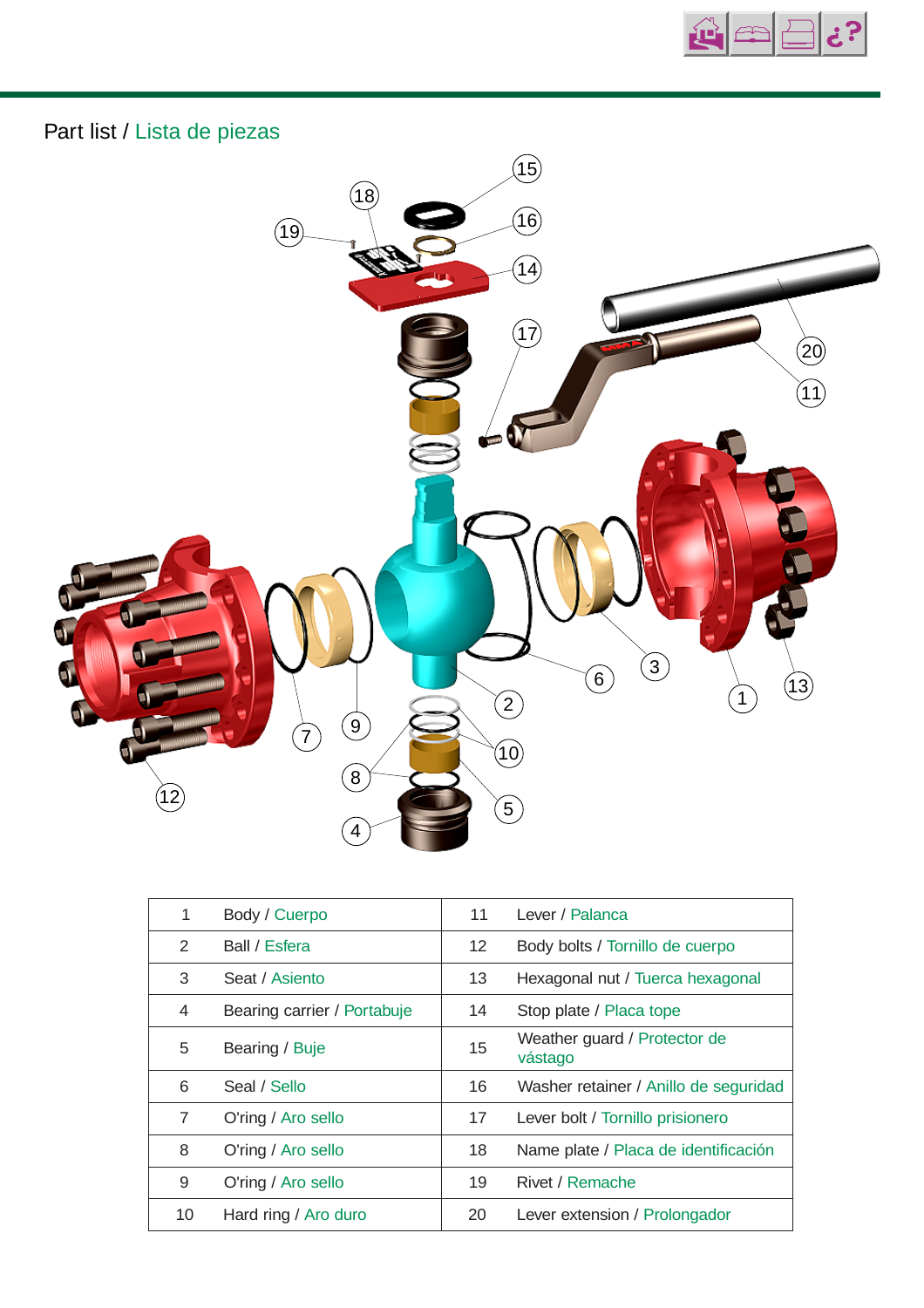## Part list / Lista de piezas

| | | | |
|---|---|---|---|
| 1 | Body / Cuerpo | 11 | Lever / Palanca |
| 2 | Ball / Esfera | 12 | Body bolts / Tornillo de cuerpo |
| 3 | Seat / Asiento | 13 | Hexagonal nut / Tuerca hexagonal |
| 4 | Bearing carrier / Portabuje | 14 | Stop plate / Placa tope |
| 5 | Bearing / Buje | 15 | Weather guard / Protector de vástago |
| 6 | Seal / Sello | 16 | Washer retainer / Anillo de seguridad |
| 7 | O'ring / Aro sello | 17 | Lever bolt / Tornillo prisionero |
| 8 | O'ring / Aro sello | 18 | Name plate / Placa de identificación |
| 9 | O'ring / Aro sello | 19 | Rivet / Remache |
| 10 | Hard ring / Aro duro | 20 | Lever extension / Prolongador |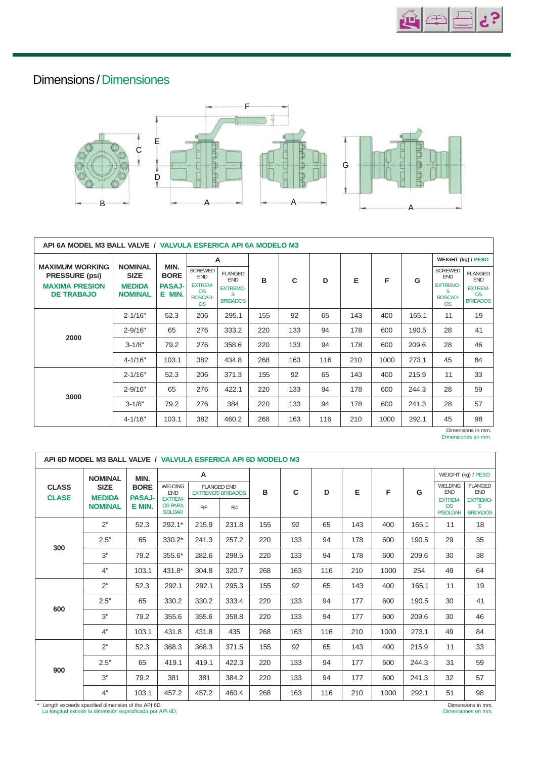## Dimensions / Dimensiones

**API 6A MODEL M3 BALL VALVE / VALVULA ESFERICA API 6A MODELO M3**

| MAXIMUM WORKING PRESSURE (psi) MAXIMA PRESION DE TRABAJO | NOMINAL SIZE MEDIDA NOMINAL | MIN. BORE PASAJE MIN. | A | | B | C | D | E | F | G | WEIGHT (kg) / PESO | |
|---|---|---|---|---|---|---|---|---|---|---|---|---|
| | | | SCREWED END EXTREMOS ROSCADOS | FLANGED END EXTREMOS BRIDADOS | | | | | | | SCREWED END EXTREMOS ROSCADOS | FLANGED END EXTREMOS BRIDADOS |
| 2000 | 2-1/16" | 52.3 | 206 | 295.1 | 155 | 92 | 65 | 143 | 400 | 165.1 | 11 | 19 |
| | 2-9/16" | 65 | 276 | 333.2 | 220 | 133 | 94 | 178 | 600 | 190.5 | 28 | 41 |
| | 3-1/8" | 79.2 | 276 | 358.6 | 220 | 133 | 94 | 178 | 600 | 209.6 | 28 | 46 |
| | 4-1/16" | 103.1 | 382 | 434.8 | 268 | 163 | 116 | 210 | 1000 | 273.1 | 45 | 84 |
| 3000 | 2-1/16" | 52.3 | 206 | 371.3 | 155 | 92 | 65 | 143 | 400 | 215.9 | 11 | 33 |
| | 2-9/16" | 65 | 276 | 422.1 | 220 | 133 | 94 | 178 | 600 | 244.3 | 28 | 59 |
| | 3-1/8" | 79.2 | 276 | 384 | 220 | 133 | 94 | 178 | 600 | 241.3 | 28 | 57 |
| | 4-1/16" | 103.1 | 382 | 460.2 | 268 | 163 | 116 | 210 | 1000 | 292.1 | 45 | 98 |

Dimensions in mm.
Dimensiones en mm.

**API 6D MODEL M3 BALL VALVE / VALVULA ESFERICA API 6D MODELO M3**

| CLASS CLASE | NOMINAL SIZE MEDIDA NOMINAL | MIN. BORE PASAJE MIN. | A | | | B | C | D | E | F | G | WEIGHT (kg) / PESO | |
|---|---|---|---|---|---|---|---|---|---|---|---|---|---|
| | | | WELDING END EXTREMOS PARA SOLDAR | FLANGED END EXTREMOS BRIDADOS | | | | | | | | WELDING END EXTREMOS P/SOLDAR | FLANGED END EXTREMOS BRIDADOS |
| | | | | RF | RJ | | | | | | | | |
| 300 | 2" | 52.3 | 292.1* | 215.9 | 231.8 | 155 | 92 | 65 | 143 | 400 | 165.1 | 11 | 18 |
| | 2.5" | 65 | 330.2* | 241.3 | 257.2 | 220 | 133 | 94 | 178 | 600 | 190.5 | 29 | 35 |
| | 3" | 79.2 | 355.6* | 282.6 | 298.5 | 220 | 133 | 94 | 178 | 600 | 209.6 | 30 | 38 |
| | 4" | 103.1 | 431.8* | 304.8 | 320.7 | 268 | 163 | 116 | 210 | 1000 | 254 | 49 | 64 |
| 600 | 2" | 52.3 | 292.1 | 292.1 | 295.3 | 155 | 92 | 65 | 143 | 400 | 165.1 | 11 | 19 |
| | 2.5" | 65 | 330.2 | 330.2 | 333.4 | 220 | 133 | 94 | 177 | 600 | 190.5 | 30 | 41 |
| | 3" | 79.2 | 355.6 | 355.6 | 358.8 | 220 | 133 | 94 | 177 | 600 | 209.6 | 30 | 46 |
| | 4" | 103.1 | 431.8 | 431.8 | 435 | 268 | 163 | 116 | 210 | 1000 | 273.1 | 49 | 84 |
| 900 | 2" | 52.3 | 368.3 | 368.3 | 371.5 | 155 | 92 | 65 | 143 | 400 | 215.9 | 11 | 33 |
| | 2.5" | 65 | 419.1 | 419.1 | 422.3 | 220 | 133 | 94 | 177 | 600 | 244.3 | 31 | 59 |
| | 3" | 79.2 | 381 | 381 | 384.2 | 220 | 133 | 94 | 177 | 600 | 241.3 | 32 | 57 |
| | 4" | 103.1 | 457.2 | 457.2 | 460.4 | 268 | 163 | 116 | 210 | 1000 | 292.1 | 51 | 98 |

\* Length exceeds specified dimension of the API 6D.
La longitud excede la dimensión especificada por API 6D.

Dimensions in mm.
Dimensiones en mm.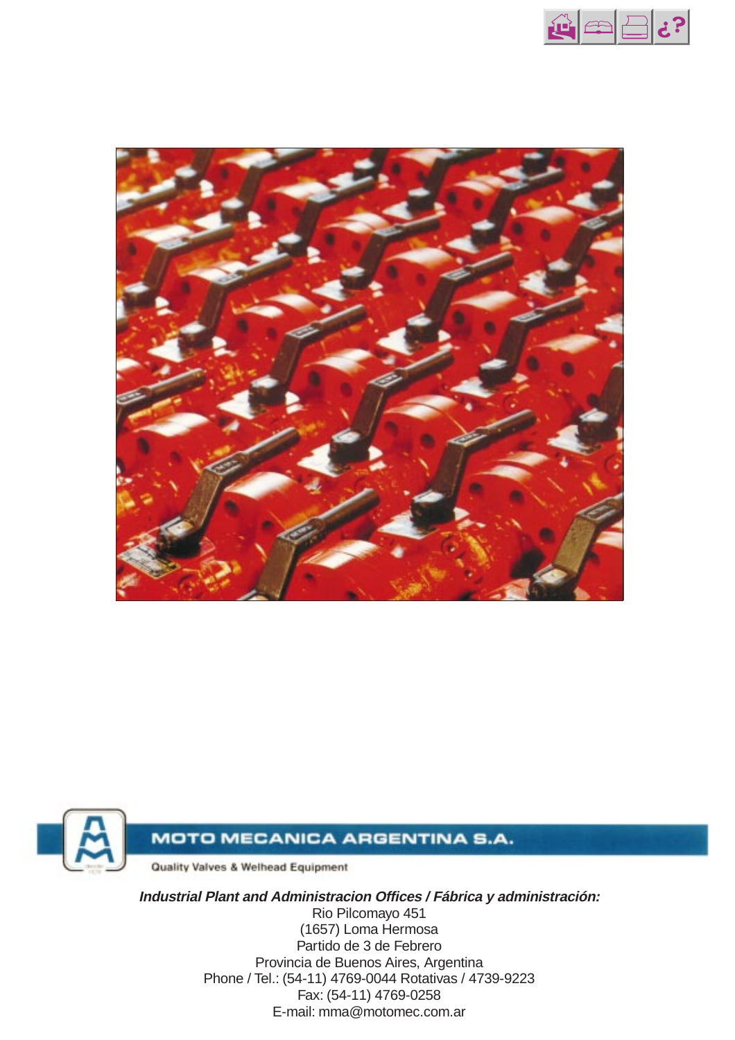**MOTO MECANICA ARGENTINA S.A.**

Quality Valves & Welhead Equipment

***Industrial Plant and Administracion Offices / Fábrica y administración:***

Rio Pilcomayo 451
(1657) Loma Hermosa
Partido de 3 de Febrero
Provincia de Buenos Aires, Argentina
Phone / Tel.: (54-11) 4769-0044 Rotativas / 4739-9223
Fax: (54-11) 4769-0258
E-mail: mma@motomec.com.ar